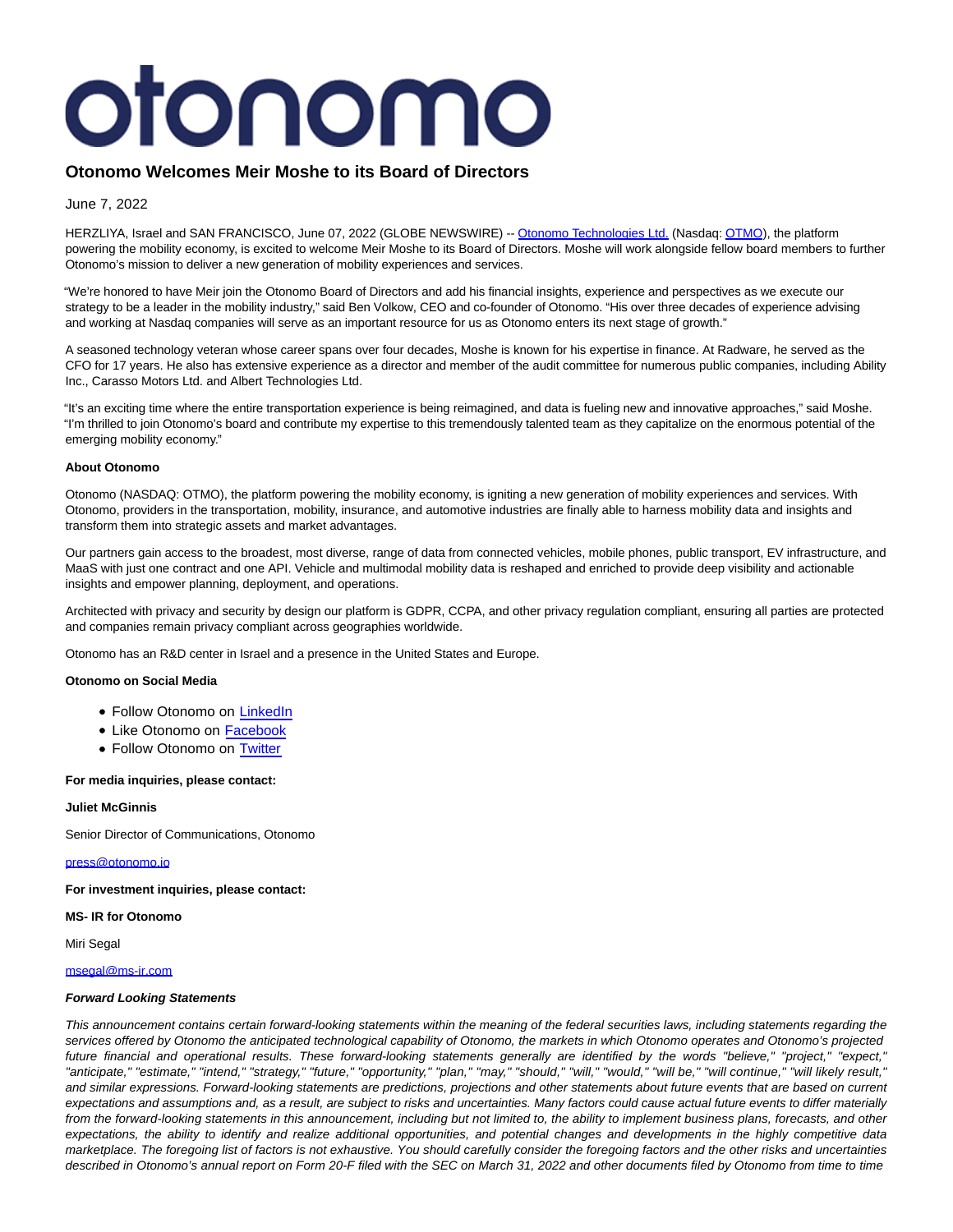# otonomo

## Otonomo Welcomes Meir Moshe to its Board of Directors

June 7, 2022

HERZLIYA, Israel and SAN FRANCISCO, June 07, 2022 (GLOBE NEWSWIRE) -- Otonomo Technologies Ltd. (Nasdaq: OTMO), the platform powering the mobility economy, is excited to welcome Meir Moshe to its Board of Directors. Moshe will work alongside fellow board members to further Otonomo's mission to deliver a new generation of mobility experiences and services.

"We're honored to have Meir join the Otonomo Board of Directors and add his financial insights, experience and perspectives as we execute our strategy to be a leader in the mobility industry," said Ben Volkow, CEO and co-founder of Otonomo. "His over three decades of experience advising and working at Nasdaq companies will serve as an important resource for us as Otonomo enters its next stage of growth."

A seasoned technology veteran whose career spans over four decades, Moshe is known for his expertise in finance. At Radware, he served as the CFO for 17 years. He also has extensive experience as a director and member of the audit committee for numerous public companies, including Ability Inc., Carasso Motors Ltd. and Albert Technologies Ltd.

"It's an exciting time where the entire transportation experience is being reimagined, and data is fueling new and innovative approaches," said Moshe. "I'm thrilled to join Otonomo's board and contribute my expertise to this tremendously talented team as they capitalize on the enormous potential of the emerging mobility economy."

**About Otonomo**

Otonomo (NASDAQ: OTMO), the platform powering the mobility economy, is igniting a new generation of mobility experiences and services. With Otonomo, providers in the transportation, mobility, insurance, and automotive industries are finally able to harness mobility data and insights and transform them into strategic assets and market advantages.

Our partners gain access to the broadest, most diverse, range of data from connected vehicles, mobile phones, public transport, EV infrastructure, and MaaS with just one contract and one API. Vehicle and multimodal mobility data is reshaped and enriched to provide deep visibility and actionable insights and empower planning, deployment, and operations.

Architected with privacy and security by design our platform is GDPR, CCPA, and other privacy regulation compliant, ensuring all parties are protected and companies remain privacy compliant across geographies worldwide.

Otonomo has an R&D center in Israel and a presence in the United States and Europe.

**Otonomo on Social Media**

- Follow Otonomo on LinkedIn
- Like Otonomo on Facebook
- Follow Otonomo on Twitter

**For media inquiries, please contact:**

**Juliet McGinnis**

Senior Director of Communications, Otonomo

press@otonomo.io

**For investment inquiries, please contact:**

**MS- IR for Otonomo**

Miri Segal

msegal@ms-ir.com

***Forward Looking Statements***

*This announcement contains certain forward-looking statements within the meaning of the federal securities laws, including statements regarding the services offered by Otonomo the anticipated technological capability of Otonomo, the markets in which Otonomo operates and Otonomo's projected future financial and operational results. These forward-looking statements generally are identified by the words "believe," "project," "expect," "anticipate," "estimate," "intend," "strategy," "future," "opportunity," "plan," "may," "should," "will," "would," "will be," "will continue," "will likely result," and similar expressions. Forward-looking statements are predictions, projections and other statements about future events that are based on current expectations and assumptions and, as a result, are subject to risks and uncertainties. Many factors could cause actual future events to differ materially from the forward-looking statements in this announcement, including but not limited to, the ability to implement business plans, forecasts, and other expectations, the ability to identify and realize additional opportunities, and potential changes and developments in the highly competitive data marketplace. The foregoing list of factors is not exhaustive. You should carefully consider the foregoing factors and the other risks and uncertainties described in Otonomo's annual report on Form 20-F filed with the SEC on March 31, 2022 and other documents filed by Otonomo from time to time*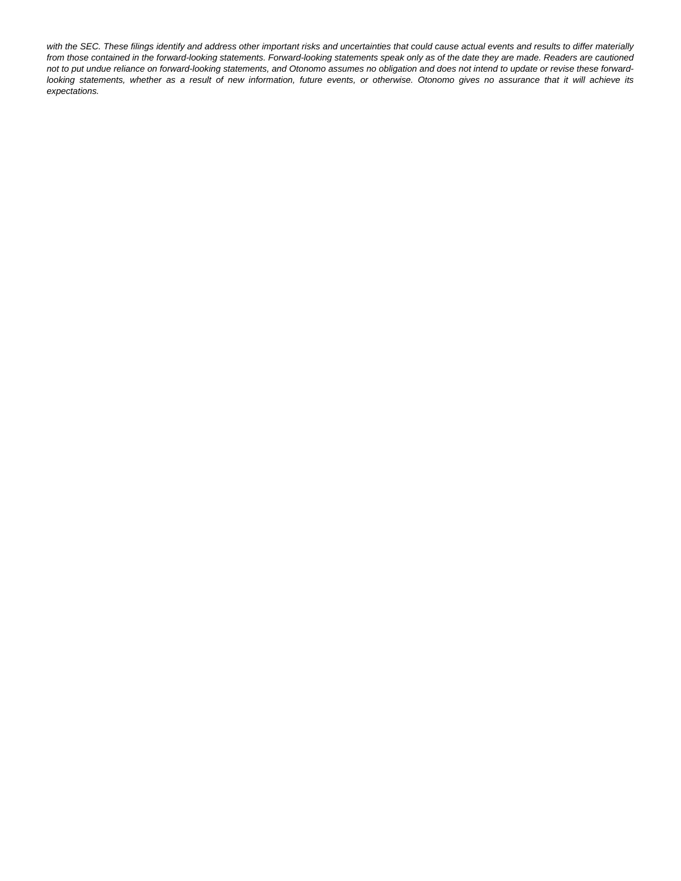*with the SEC. These filings identify and address other important risks and uncertainties that could cause actual events and results to differ materially from those contained in the forward-looking statements. Forward-looking statements speak only as of the date they are made. Readers are cautioned not to put undue reliance on forward-looking statements, and Otonomo assumes no obligation and does not intend to update or revise these forward-looking statements, whether as a result of new information, future events, or otherwise. Otonomo gives no assurance that it will achieve its expectations.*